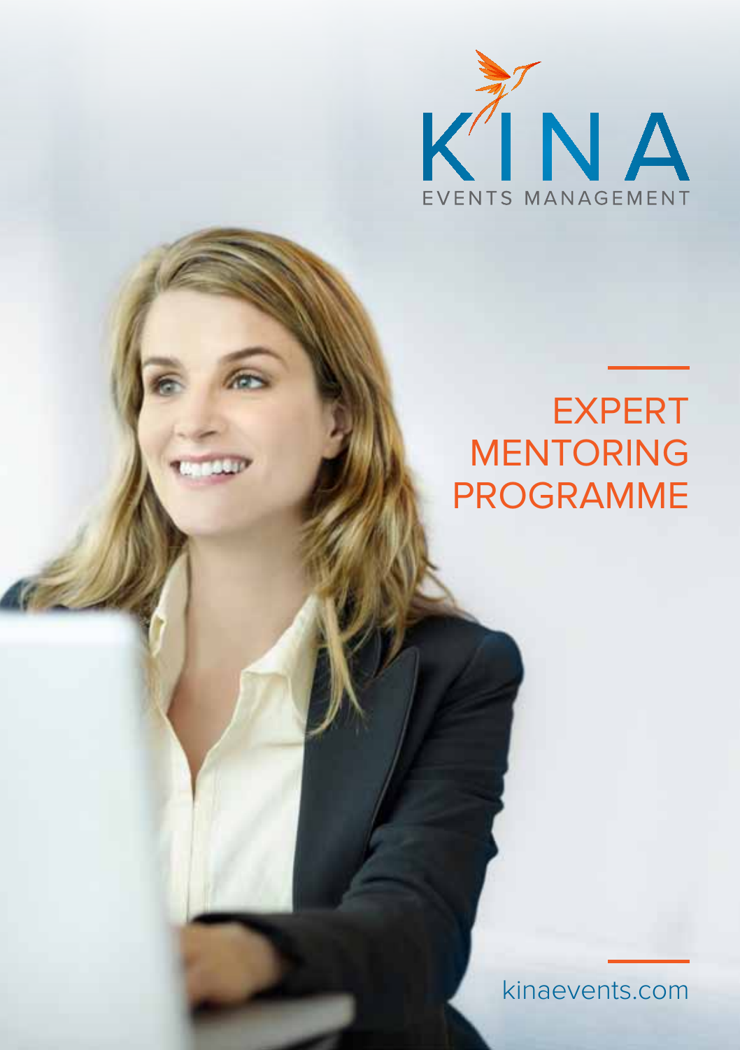KINA

EVENTS MANAGEMENT

# EXPERT MENTORING PROGRAMME

kinaevents.com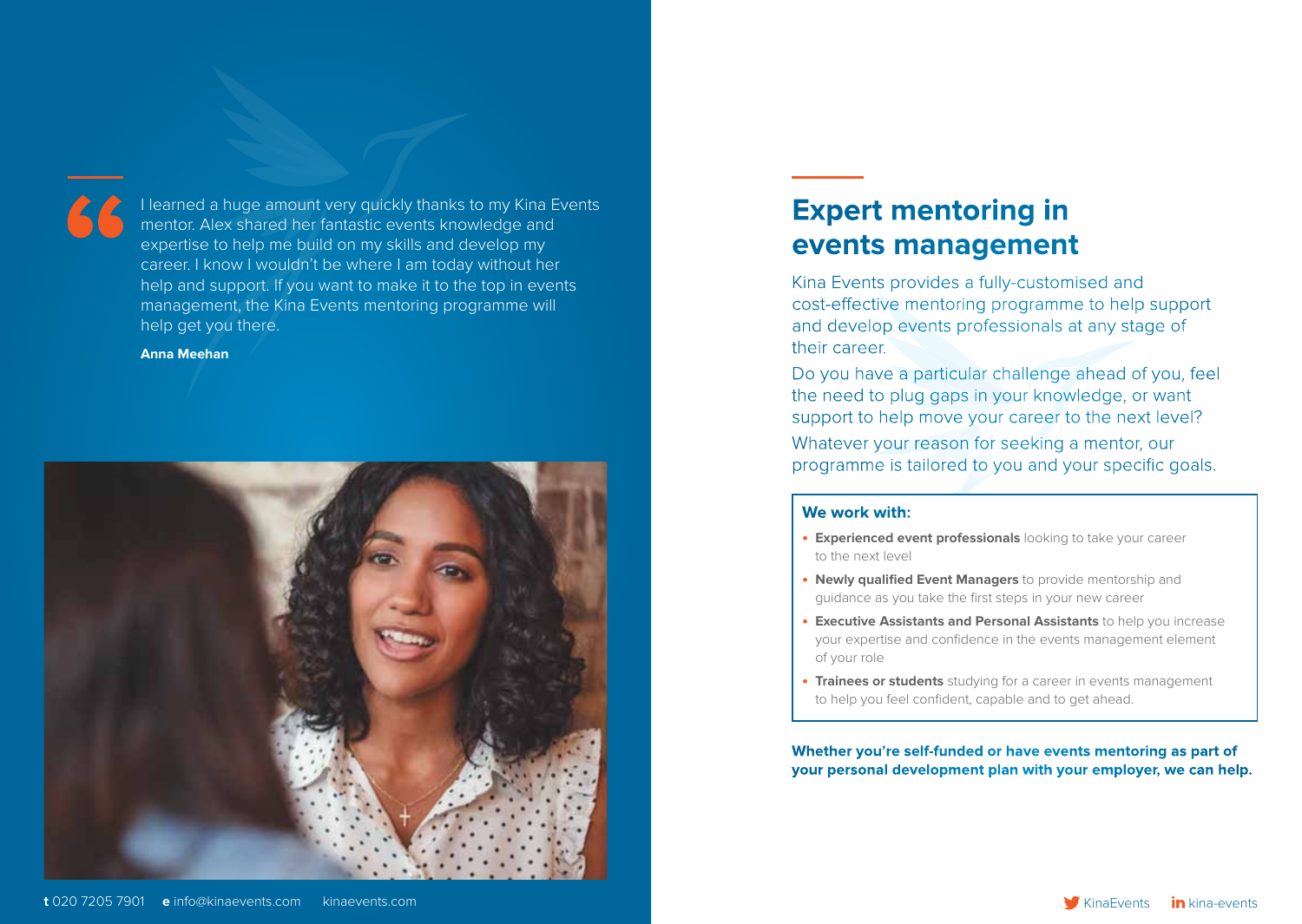> I learned a huge amount very quickly thanks to my Kina Events mentor. Alex shared her fantastic events knowledge and expertise to help me build on my skills and develop my career. I know I wouldn't be where I am today without her help and support. If you want to make it to the top in events management, the Kina Events mentoring programme will help get you there.
>
> **Anna Meehan**

**t** 020 7205 7901 **e** info@kinaevents.com kinaevents.com

# Expert mentoring in events management

Kina Events provides a fully-customised and cost-effective mentoring programme to help support and develop events professionals at any stage of their career.

Do you have a particular challenge ahead of you, feel the need to plug gaps in your knowledge, or want support to help move your career to the next level?

Whatever your reason for seeking a mentor, our programme is tailored to you and your specific goals.

### We work with:

- **Experienced event professionals** looking to take your career to the next level
- **Newly qualified Event Managers** to provide mentorship and guidance as you take the first steps in your new career
- **Executive Assistants and Personal Assistants** to help you increase your expertise and confidence in the events management element of your role
- **Trainees or students** studying for a career in events management to help you feel confident, capable and to get ahead.

**Whether you're self-funded or have events mentoring as part of your personal development plan with your employer, we can help.**

KinaEvents kina-events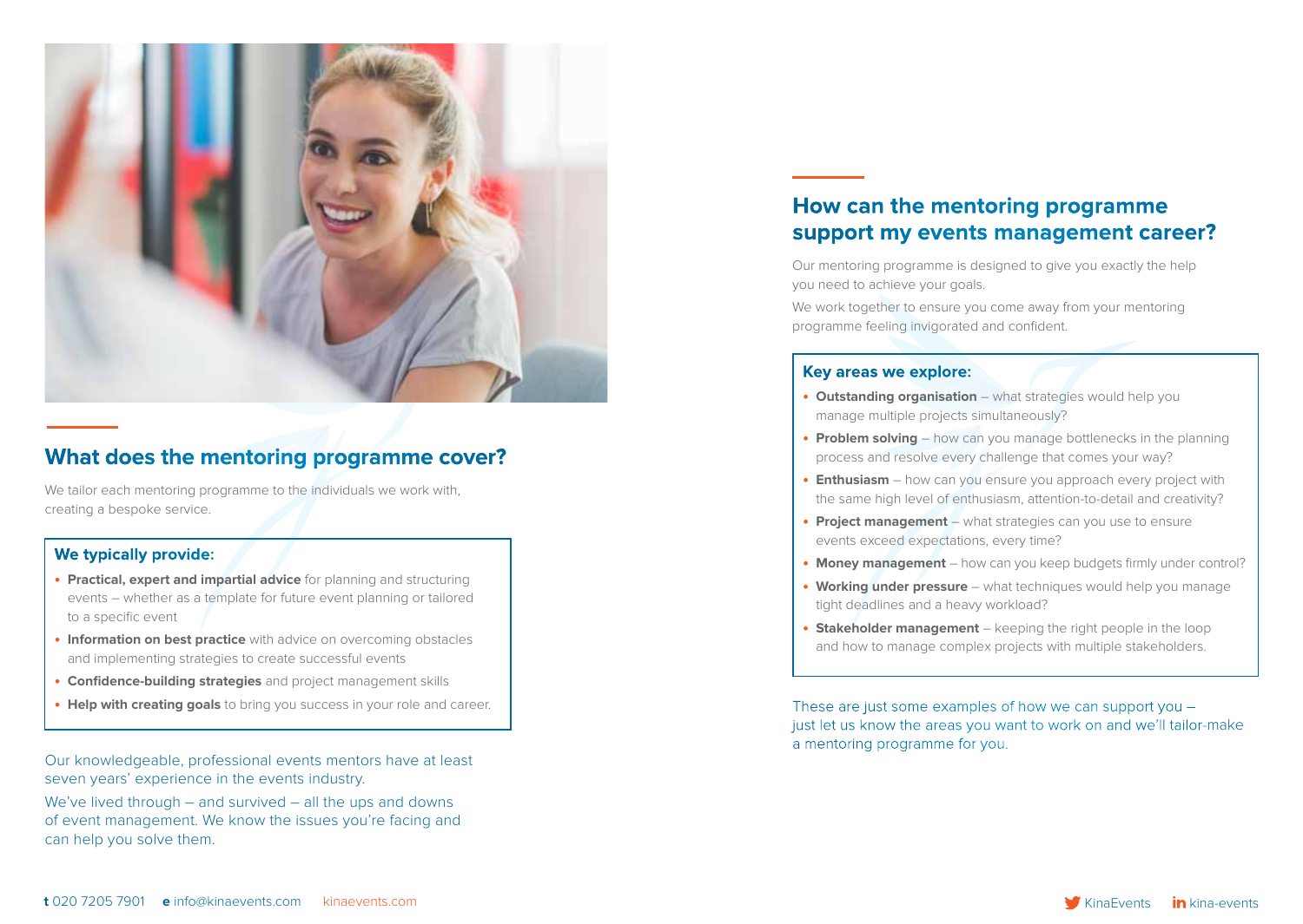## What does the mentoring programme cover?

We tailor each mentoring programme to the individuals we work with, creating a bespoke service.

### We typically provide:

- **Practical, expert and impartial advice** for planning and structuring events – whether as a template for future event planning or tailored to a specific event
- **Information on best practice** with advice on overcoming obstacles and implementing strategies to create successful events
- **Confidence-building strategies** and project management skills
- **Help with creating goals** to bring you success in your role and career.

Our knowledgeable, professional events mentors have at least seven years' experience in the events industry.

We've lived through – and survived – all the ups and downs of event management. We know the issues you're facing and can help you solve them.

## How can the mentoring programme support my events management career?

Our mentoring programme is designed to give you exactly the help you need to achieve your goals.

We work together to ensure you come away from your mentoring programme feeling invigorated and confident.

### Key areas we explore:

- **Outstanding organisation** – what strategies would help you manage multiple projects simultaneously?
- **Problem solving** – how can you manage bottlenecks in the planning process and resolve every challenge that comes your way?
- **Enthusiasm** – how can you ensure you approach every project with the same high level of enthusiasm, attention-to-detail and creativity?
- **Project management** – what strategies can you use to ensure events exceed expectations, every time?
- **Money management** – how can you keep budgets firmly under control?
- **Working under pressure** – what techniques would help you manage tight deadlines and a heavy workload?
- **Stakeholder management** – keeping the right people in the loop and how to manage complex projects with multiple stakeholders.

These are just some examples of how we can support you – just let us know the areas you want to work on and we'll tailor-make a mentoring programme for you.

**t** 020 7205 7901 **e** info@kinaevents.com kinaevents.com

KinaEvents kina-events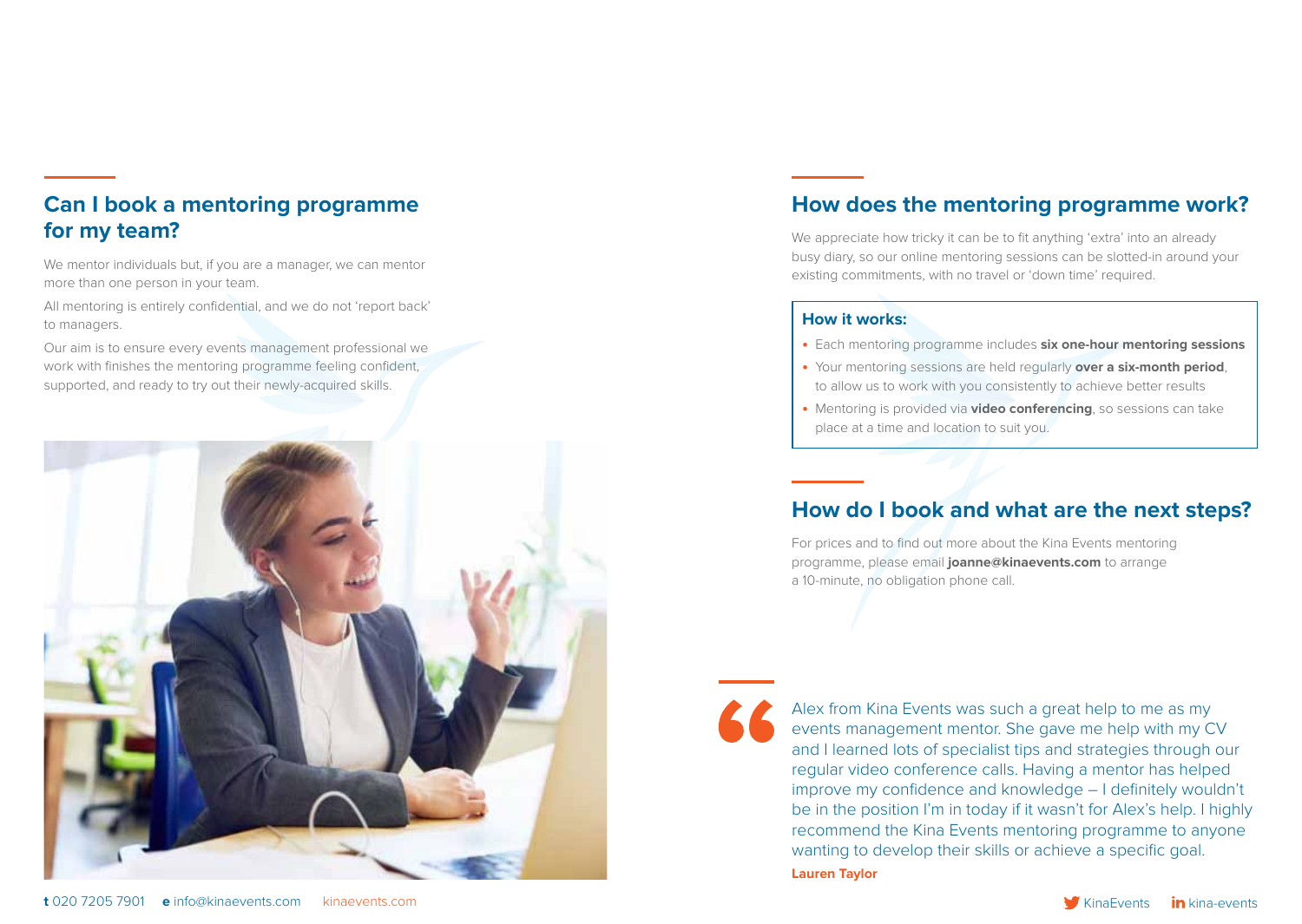## Can I book a mentoring programme for my team?

We mentor individuals but, if you are a manager, we can mentor more than one person in your team.

All mentoring is entirely confidential, and we do not 'report back' to managers.

Our aim is to ensure every events management professional we work with finishes the mentoring programme feeling confident, supported, and ready to try out their newly-acquired skills.

## How does the mentoring programme work?

We appreciate how tricky it can be to fit anything 'extra' into an already busy diary, so our online mentoring sessions can be slotted-in around your existing commitments, with no travel or 'down time' required.

### How it works:

- Each mentoring programme includes **six one-hour mentoring sessions**
- Your mentoring sessions are held regularly **over a six-month period**, to allow us to work with you consistently to achieve better results
- Mentoring is provided via **video conferencing**, so sessions can take place at a time and location to suit you.

## How do I book and what are the next steps?

For prices and to find out more about the Kina Events mentoring programme, please email **joanne@kinaevents.com** to arrange a 10-minute, no obligation phone call.

> Alex from Kina Events was such a great help to me as my events management mentor. She gave me help with my CV and I learned lots of specialist tips and strategies through our regular video conference calls. Having a mentor has helped improve my confidence and knowledge – I definitely wouldn't be in the position I'm in today if it wasn't for Alex's help. I highly recommend the Kina Events mentoring programme to anyone wanting to develop their skills or achieve a specific goal.
>
> **Lauren Taylor**

**t** 020 7205 7901 **e** info@kinaevents.com kinaevents.com

KinaEvents kina-events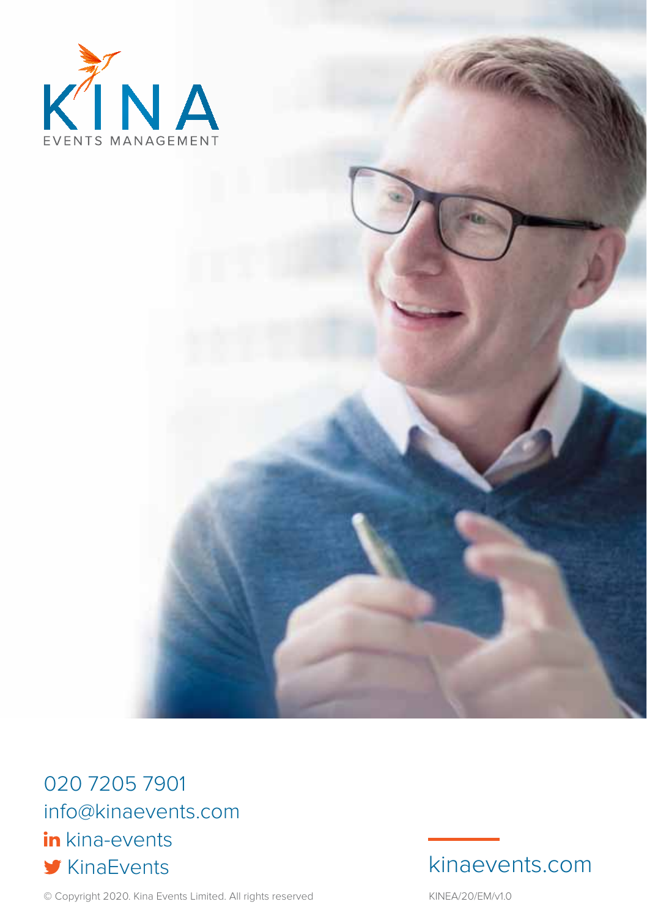KINA

EVENTS MANAGEMENT

020 7205 7901

info@kinaevents.com

kina-events

KinaEvents

kinaevents.com

© Copyright 2020. Kina Events Limited. All rights reserved

KINEA/20/EM/v1.0